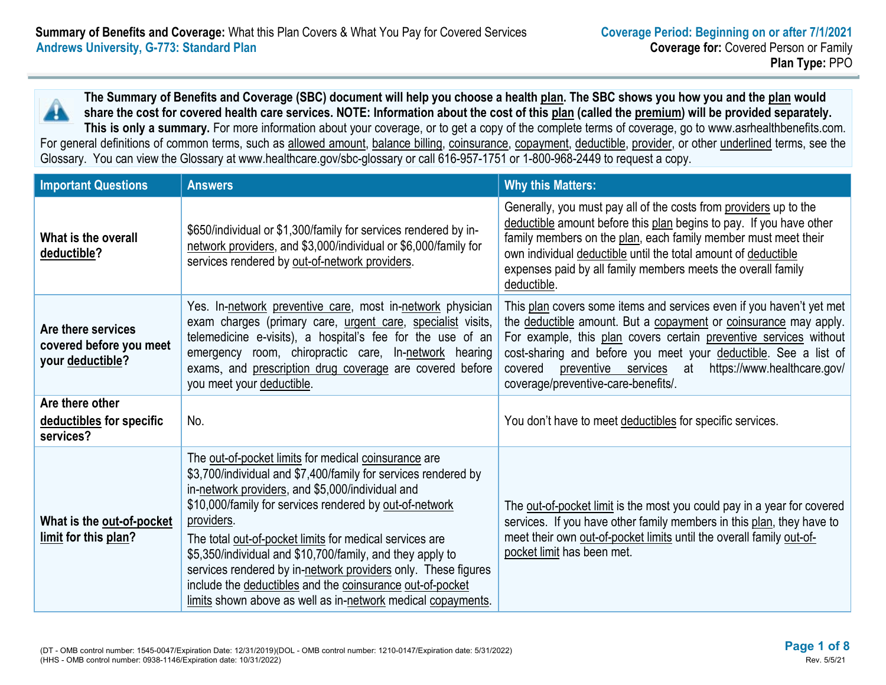**Summary of Benefits and Coverage:** What this Plan Covers & What You Pay for Covered Services
**Andrews University, G-773: Standard Plan**

**Coverage Period: Beginning on or after 7/1/2021**
**Coverage for:** Covered Person or Family
**Plan Type:** PPO

**The Summary of Benefits and Coverage (SBC) document will help you choose a health plan. The SBC shows you how you and the plan would share the cost for covered health care services. NOTE: Information about the cost of this plan (called the premium) will be provided separately. This is only a summary.** For more information about your coverage, or to get a copy of the complete terms of coverage, go to www.asrhealthbenefits.com. For general definitions of common terms, such as allowed amount, balance billing, coinsurance, copayment, deductible, provider, or other underlined terms, see the Glossary. You can view the Glossary at www.healthcare.gov/sbc-glossary or call 616-957-1751 or 1-800-968-2449 to request a copy.

| Important Questions | Answers | Why this Matters: |
|---|---|---|
| **What is the overall deductible?** | $650/individual or $1,300/family for services rendered by in-network providers, and $3,000/individual or $6,000/family for services rendered by out-of-network providers. | Generally, you must pay all of the costs from providers up to the deductible amount before this plan begins to pay. If you have other family members on the plan, each family member must meet their own individual deductible until the total amount of deductible expenses paid by all family members meets the overall family deductible. |
| **Are there services covered before you meet your deductible?** | Yes. In-network preventive care, most in-network physician exam charges (primary care, urgent care, specialist visits, telemedicine e-visits), a hospital's fee for the use of an emergency room, chiropractic care, In-network hearing exams, and prescription drug coverage are covered before you meet your deductible. | This plan covers some items and services even if you haven't yet met the deductible amount. But a copayment or coinsurance may apply. For example, this plan covers certain preventive services without cost-sharing and before you meet your deductible. See a list of covered preventive services at https://www.healthcare.gov/coverage/preventive-care-benefits/. |
| **Are there other deductibles for specific services?** | No. | You don't have to meet deductibles for specific services. |
| **What is the out-of-pocket limit for this plan?** | The out-of-pocket limits for medical coinsurance are $3,700/individual and $7,400/family for services rendered by in-network providers, and $5,000/individual and $10,000/family for services rendered by out-of-network providers. The total out-of-pocket limits for medical services are $5,350/individual and $10,700/family, and they apply to services rendered by in-network providers only. These figures include the deductibles and the coinsurance out-of-pocket limits shown above as well as in-network medical copayments. | The out-of-pocket limit is the most you could pay in a year for covered services. If you have other family members in this plan, they have to meet their own out-of-pocket limits until the overall family out-of-pocket limit has been met. |

(DT - OMB control number: 1545-0047/Expiration Date: 12/31/2019)(DOL - OMB control number: 1210-0147/Expiration date: 5/31/2022)
(HHS - OMB control number: 0938-1146/Expiration date: 10/31/2022)

Rev. 5/5/21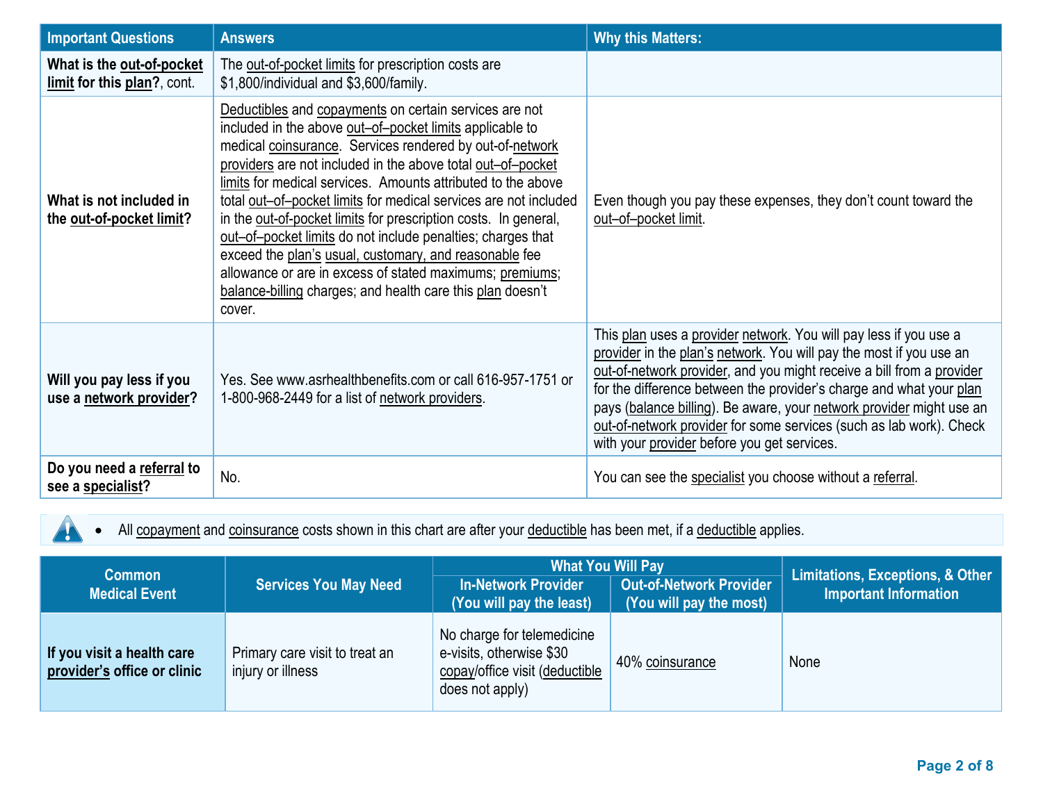| Important Questions | Answers | Why this Matters: |
|---|---|---|
| **What is the out-of-pocket limit for this plan?**, cont. | The out-of-pocket limits for prescription costs are $1,800/individual and $3,600/family. | |
| **What is not included in the out-of-pocket limit?** | Deductibles and copayments on certain services are not included in the above out–of–pocket limits applicable to medical coinsurance. Services rendered by out-of-network providers are not included in the above total out–of–pocket limits for medical services. Amounts attributed to the above total out–of–pocket limits for medical services are not included in the out-of-pocket limits for prescription costs. In general, out–of–pocket limits do not include penalties; charges that exceed the plan's usual, customary, and reasonable fee allowance or are in excess of stated maximums; premiums; balance-billing charges; and health care this plan doesn't cover. | Even though you pay these expenses, they don't count toward the out–of–pocket limit. |
| **Will you pay less if you use a network provider?** | Yes. See www.asrhealthbenefits.com or call 616-957-1751 or 1-800-968-2449 for a list of network providers. | This plan uses a provider network. You will pay less if you use a provider in the plan's network. You will pay the most if you use an out-of-network provider, and you might receive a bill from a provider for the difference between the provider's charge and what your plan pays (balance billing). Be aware, your network provider might use an out-of-network provider for some services (such as lab work). Check with your provider before you get services. |
| **Do you need a referral to see a specialist?** | No. | You can see the specialist you choose without a referral. |

- All copayment and coinsurance costs shown in this chart are after your deductible has been met, if a deductible applies.

| Common Medical Event | Services You May Need | What You Will Pay | | Limitations, Exceptions, & Other Important Information |
|---|---|---|---|---|
| | | In-Network Provider (You will pay the least) | Out-of-Network Provider (You will pay the most) | |
| **If you visit a health care provider's office or clinic** | Primary care visit to treat an injury or illness | No charge for telemedicine e-visits, otherwise $30 copay/office visit (deductible does not apply) | 40% coinsurance | None |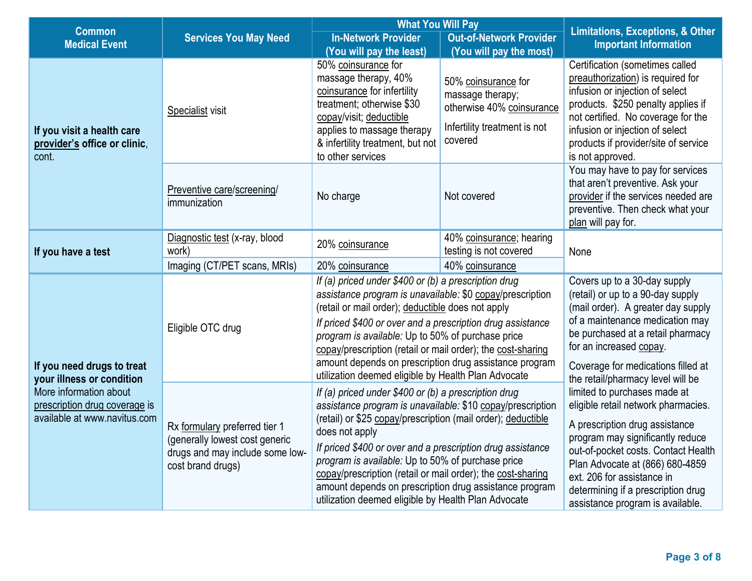| Common Medical Event | Services You May Need | What You Will Pay | | Limitations, Exceptions, & Other Important Information |
|---|---|---|---|---|
| | | In-Network Provider (You will pay the least) | Out-of-Network Provider (You will pay the most) | |
| **If you visit a health care provider's office or clinic**, cont. | Specialist visit | 50% coinsurance for massage therapy, 40% coinsurance for infertility treatment; otherwise $30 copay/visit; deductible applies to massage therapy & infertility treatment, but not to other services | 50% coinsurance for massage therapy; otherwise 40% coinsurance<br><br>Infertility treatment is not covered | Certification (sometimes called preauthorization) is required for infusion or injection of select products. $250 penalty applies if not certified. No coverage for the infusion or injection of select products if provider/site of service is not approved. |
| | Preventive care/screening/ immunization | No charge | Not covered | You may have to pay for services that aren't preventive. Ask your provider if the services needed are preventive. Then check what your plan will pay for. |
| **If you have a test** | Diagnostic test (x-ray, blood work) | 20% coinsurance | 40% coinsurance; hearing testing is not covered | None |
| | Imaging (CT/PET scans, MRIs) | 20% coinsurance | 40% coinsurance | |
| **If you need drugs to treat your illness or condition** More information about prescription drug coverage is available at www.navitus.com | Eligible OTC drug | *If (a) priced under $400 or (b) a prescription drug assistance program is unavailable:* $0 copay/prescription (retail or mail order); deductible does not apply<br><br>*If priced $400 or over and a prescription drug assistance program is available:* Up to 50% of purchase price copay/prescription (retail or mail order); the cost-sharing amount depends on prescription drug assistance program utilization deemed eligible by Health Plan Advocate | | Covers up to a 30-day supply (retail) or up to a 90-day supply (mail order). A greater day supply of a maintenance medication may be purchased at a retail pharmacy for an increased copay.<br><br>Coverage for medications filled at the retail/pharmacy level will be limited to purchases made at eligible retail network pharmacies.<br><br>A prescription drug assistance program may significantly reduce out-of-pocket costs. Contact Health Plan Advocate at (866) 680-4859 ext. 206 for assistance in determining if a prescription drug assistance program is available. |
| | Rx formulary preferred tier 1 (generally lowest cost generic drugs and may include some low-cost brand drugs) | *If (a) priced under $400 or (b) a prescription drug assistance program is unavailable:* $10 copay/prescription (retail) or $25 copay/prescription (mail order); deductible does not apply<br><br>*If priced $400 or over and a prescription drug assistance program is available:* Up to 50% of purchase price copay/prescription (retail or mail order); the cost-sharing amount depends on prescription drug assistance program utilization deemed eligible by Health Plan Advocate | | |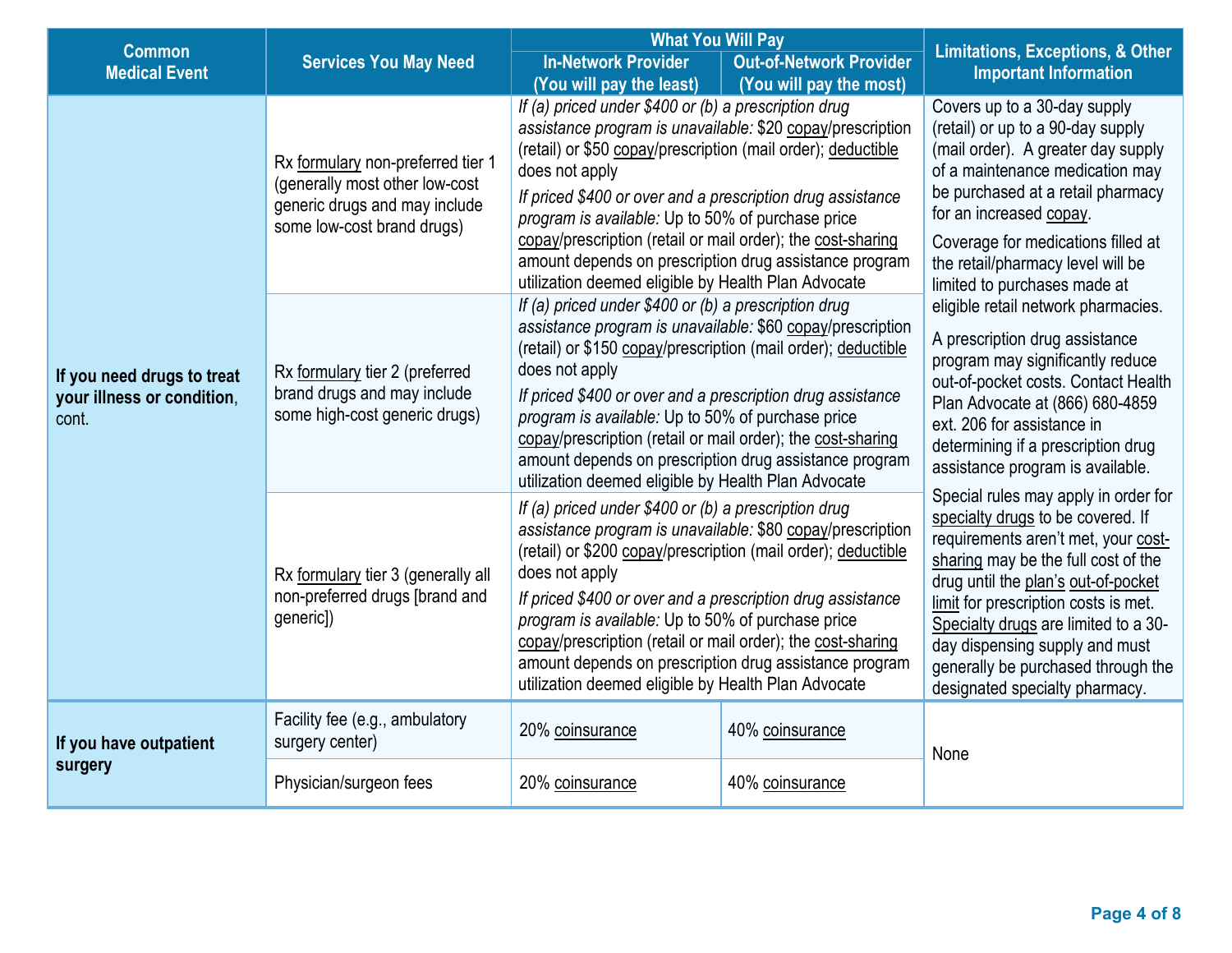| Common Medical Event | Services You May Need | What You Will Pay | | Limitations, Exceptions, & Other Important Information |
|---|---|---|---|---|
| | | In-Network Provider (You will pay the least) | Out-of-Network Provider (You will pay the most) | |
| **If you need drugs to treat your illness or condition**, cont. | Rx formulary non-preferred tier 1 (generally most other low-cost generic drugs and may include some low-cost brand drugs) | *If (a) priced under $400 or (b) a prescription drug assistance program is unavailable:* $20 copay/prescription (retail) or $50 copay/prescription (mail order); deductible does not apply<br>*If priced $400 or over and a prescription drug assistance program is available:* Up to 50% of purchase price copay/prescription (retail or mail order); the cost-sharing amount depends on prescription drug assistance program utilization deemed eligible by Health Plan Advocate | | Covers up to a 30-day supply (retail) or up to a 90-day supply (mail order). A greater day supply of a maintenance medication may be purchased at a retail pharmacy for an increased copay.<br>Coverage for medications filled at the retail/pharmacy level will be limited to purchases made at eligible retail network pharmacies.<br>A prescription drug assistance program may significantly reduce out-of-pocket costs. Contact Health Plan Advocate at (866) 680-4859 ext. 206 for assistance in determining if a prescription drug assistance program is available.<br>Special rules may apply in order for specialty drugs to be covered. If requirements aren't met, your cost-sharing may be the full cost of the drug until the plan's out-of-pocket limit for prescription costs is met. Specialty drugs are limited to a 30-day dispensing supply and must generally be purchased through the designated specialty pharmacy. |
| | Rx formulary tier 2 (preferred brand drugs and may include some high-cost generic drugs) | *If (a) priced under $400 or (b) a prescription drug assistance program is unavailable:* $60 copay/prescription (retail) or $150 copay/prescription (mail order); deductible does not apply<br>*If priced $400 or over and a prescription drug assistance program is available:* Up to 50% of purchase price copay/prescription (retail or mail order); the cost-sharing amount depends on prescription drug assistance program utilization deemed eligible by Health Plan Advocate | | |
| | Rx formulary tier 3 (generally all non-preferred drugs [brand and generic]) | *If (a) priced under $400 or (b) a prescription drug assistance program is unavailable:* $80 copay/prescription (retail) or $200 copay/prescription (mail order); deductible does not apply<br>*If priced $400 or over and a prescription drug assistance program is available:* Up to 50% of purchase price copay/prescription (retail or mail order); the cost-sharing amount depends on prescription drug assistance program utilization deemed eligible by Health Plan Advocate | | |
| **If you have outpatient surgery** | Facility fee (e.g., ambulatory surgery center) | 20% coinsurance | 40% coinsurance | None |
| | Physician/surgeon fees | 20% coinsurance | 40% coinsurance | |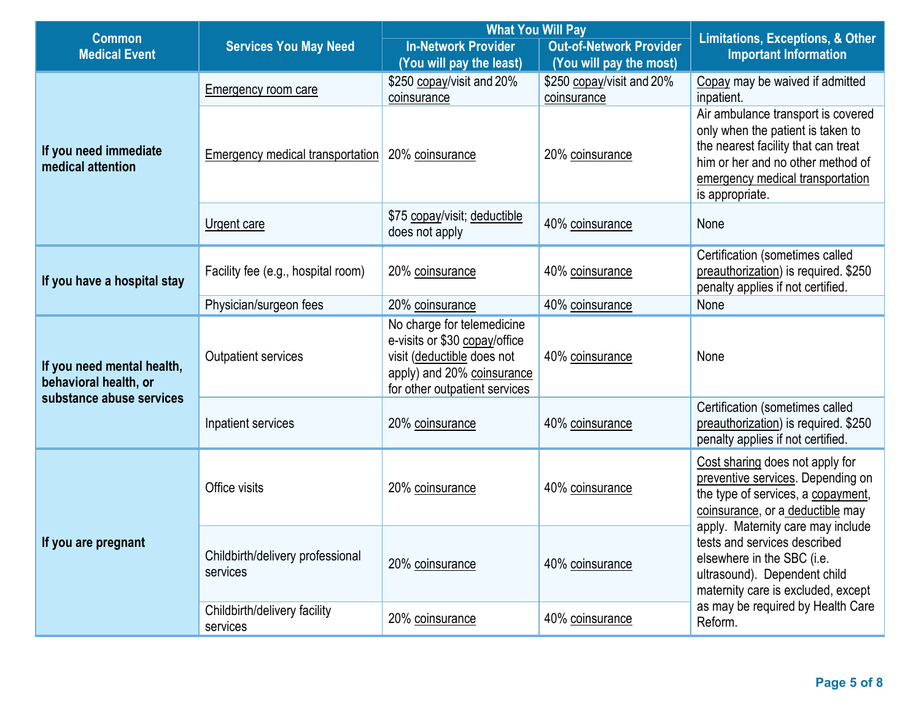| Common Medical Event | Services You May Need | What You Will Pay | | Limitations, Exceptions, & Other Important Information |
|---|---|---|---|---|
| | | In-Network Provider (You will pay the least) | Out-of-Network Provider (You will pay the most) | |
| If you need immediate medical attention | Emergency room care | $250 copay/visit and 20% coinsurance | $250 copay/visit and 20% coinsurance | Copay may be waived if admitted inpatient. |
| | Emergency medical transportation | 20% coinsurance | 20% coinsurance | Air ambulance transport is covered only when the patient is taken to the nearest facility that can treat him or her and no other method of emergency medical transportation is appropriate. |
| | Urgent care | $75 copay/visit; deductible does not apply | 40% coinsurance | None |
| If you have a hospital stay | Facility fee (e.g., hospital room) | 20% coinsurance | 40% coinsurance | Certification (sometimes called preauthorization) is required. $250 penalty applies if not certified. |
| | Physician/surgeon fees | 20% coinsurance | 40% coinsurance | None |
| If you need mental health, behavioral health, or substance abuse services | Outpatient services | No charge for telemedicine e-visits or $30 copay/office visit (deductible does not apply) and 20% coinsurance for other outpatient services | 40% coinsurance | None |
| | Inpatient services | 20% coinsurance | 40% coinsurance | Certification (sometimes called preauthorization) is required. $250 penalty applies if not certified. |
| If you are pregnant | Office visits | 20% coinsurance | 40% coinsurance | Cost sharing does not apply for preventive services. Depending on the type of services, a copayment, coinsurance, or a deductible may apply. Maternity care may include tests and services described elsewhere in the SBC (i.e. ultrasound). Dependent child maternity care is excluded, except as may be required by Health Care Reform. |
| | Childbirth/delivery professional services | 20% coinsurance | 40% coinsurance | |
| | Childbirth/delivery facility services | 20% coinsurance | 40% coinsurance | |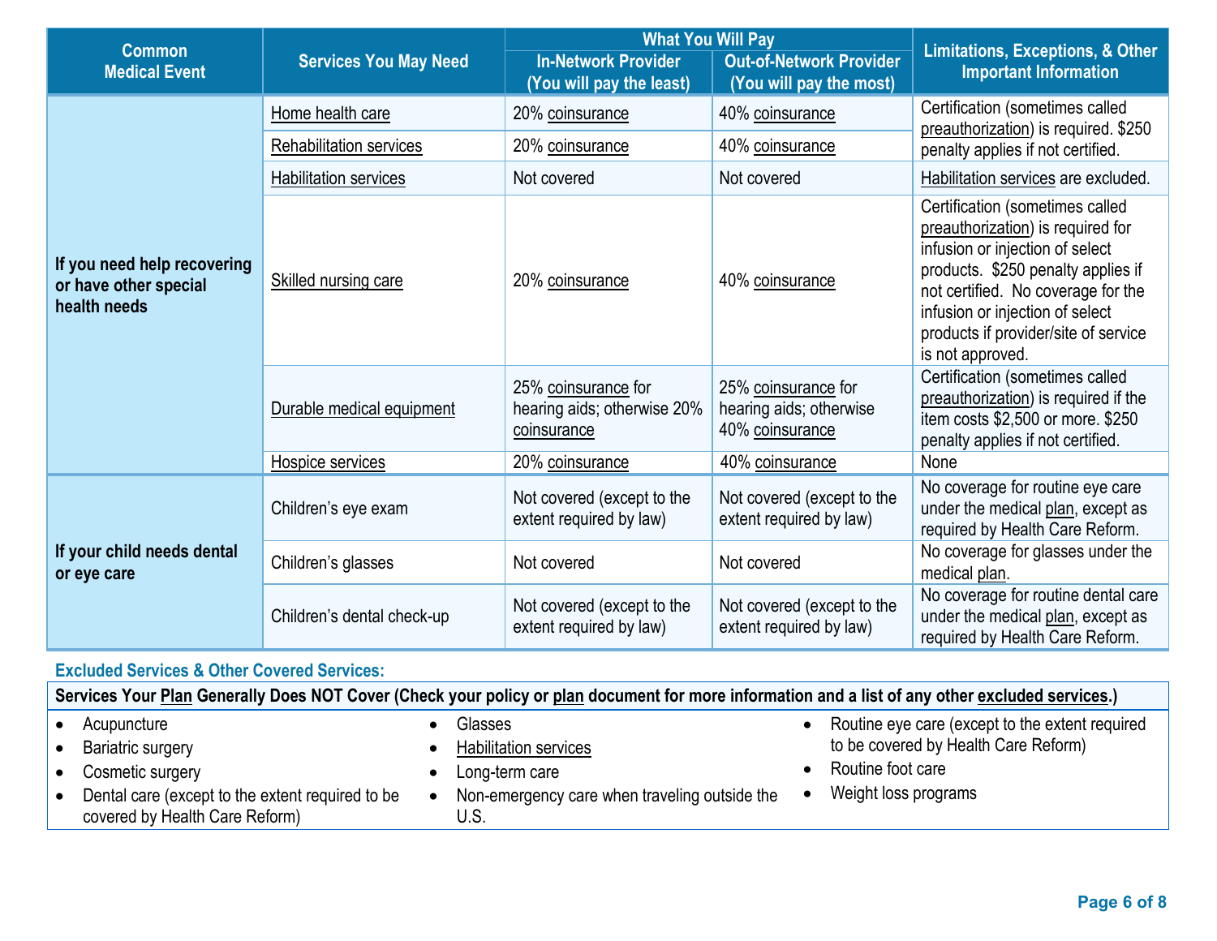| Common Medical Event | Services You May Need | What You Will Pay | | Limitations, Exceptions, & Other Important Information |
|---|---|---|---|---|
| | | In-Network Provider (You will pay the least) | Out-of-Network Provider (You will pay the most) | |
| If you need help recovering or have other special health needs | Home health care | 20% coinsurance | 40% coinsurance | Certification (sometimes called preauthorization) is required. $250 penalty applies if not certified. |
| | Rehabilitation services | 20% coinsurance | 40% coinsurance | |
| | Habilitation services | Not covered | Not covered | Habilitation services are excluded. |
| | Skilled nursing care | 20% coinsurance | 40% coinsurance | Certification (sometimes called preauthorization) is required for infusion or injection of select products. $250 penalty applies if not certified. No coverage for the infusion or injection of select products if provider/site of service is not approved. |
| | Durable medical equipment | 25% coinsurance for hearing aids; otherwise 20% coinsurance | 25% coinsurance for hearing aids; otherwise 40% coinsurance | Certification (sometimes called preauthorization) is required if the item costs $2,500 or more. $250 penalty applies if not certified. |
| | Hospice services | 20% coinsurance | 40% coinsurance | None |
| If your child needs dental or eye care | Children's eye exam | Not covered (except to the extent required by law) | Not covered (except to the extent required by law) | No coverage for routine eye care under the medical plan, except as required by Health Care Reform. |
| | Children's glasses | Not covered | Not covered | No coverage for glasses under the medical plan. |
| | Children's dental check-up | Not covered (except to the extent required by law) | Not covered (except to the extent required by law) | No coverage for routine dental care under the medical plan, except as required by Health Care Reform. |

## Excluded Services & Other Covered Services:

**Services Your Plan Generally Does NOT Cover (Check your policy or plan document for more information and a list of any other excluded services.)**

- Acupuncture
- Bariatric surgery
- Cosmetic surgery
- Dental care (except to the extent required to be covered by Health Care Reform)
- Glasses
- Habilitation services
- Long-term care
- Non-emergency care when traveling outside the U.S.
- Routine eye care (except to the extent required to be covered by Health Care Reform)
- Routine foot care
- Weight loss programs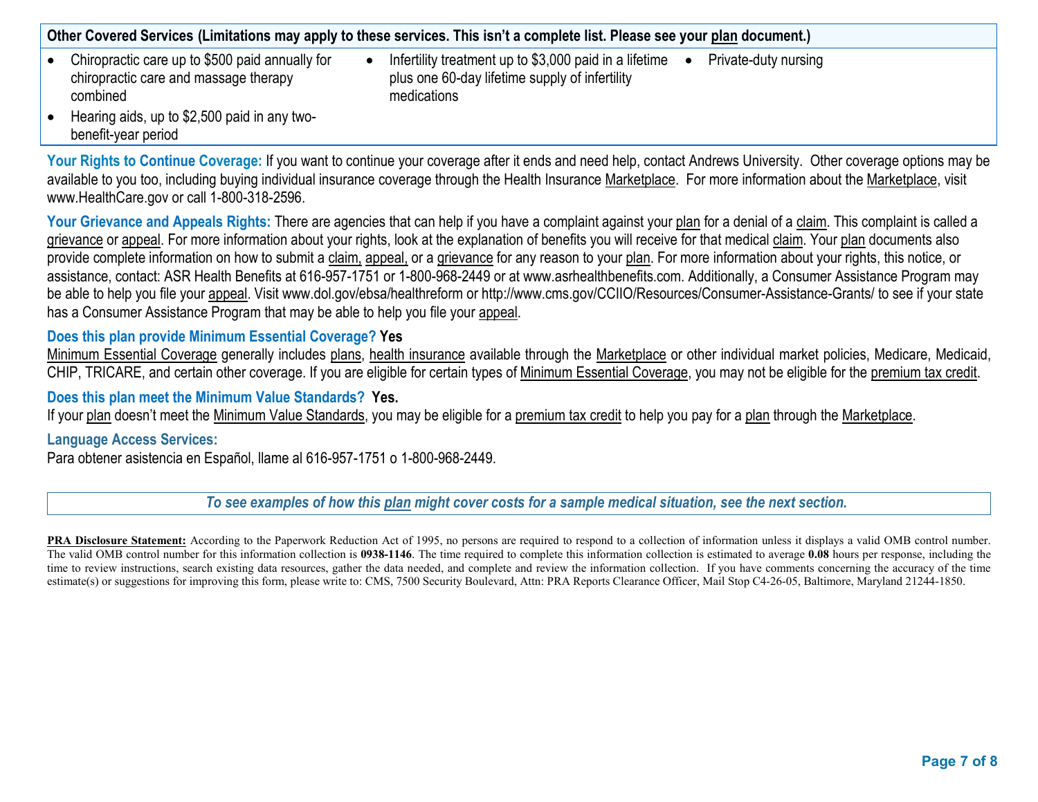| Other Covered Services (Limitations may apply to these services. This isn't a complete list. Please see your plan document.) | | |
|---|---|---|
| • Chiropractic care up to $500 paid annually for chiropractic care and massage therapy combined<br>• Hearing aids, up to $2,500 paid in any two-benefit-year period | • Infertility treatment up to $3,000 paid in a lifetime plus one 60-day lifetime supply of infertility medications | • Private-duty nursing |

**Your Rights to Continue Coverage:** If you want to continue your coverage after it ends and need help, contact Andrews University. Other coverage options may be available to you too, including buying individual insurance coverage through the Health Insurance Marketplace. For more information about the Marketplace, visit www.HealthCare.gov or call 1-800-318-2596.

**Your Grievance and Appeals Rights:** There are agencies that can help if you have a complaint against your plan for a denial of a claim. This complaint is called a grievance or appeal. For more information about your rights, look at the explanation of benefits you will receive for that medical claim. Your plan documents also provide complete information on how to submit a claim, appeal, or a grievance for any reason to your plan. For more information about your rights, this notice, or assistance, contact: ASR Health Benefits at 616-957-1751 or 1-800-968-2449 or at www.asrhealthbenefits.com. Additionally, a Consumer Assistance Program may be able to help you file your appeal. Visit www.dol.gov/ebsa/healthreform or http://www.cms.gov/CCIIO/Resources/Consumer-Assistance-Grants/ to see if your state has a Consumer Assistance Program that may be able to help you file your appeal.

**Does this plan provide Minimum Essential Coverage? Yes**

Minimum Essential Coverage generally includes plans, health insurance available through the Marketplace or other individual market policies, Medicare, Medicaid, CHIP, TRICARE, and certain other coverage. If you are eligible for certain types of Minimum Essential Coverage, you may not be eligible for the premium tax credit.

**Does this plan meet the Minimum Value Standards? Yes.**

If your plan doesn't meet the Minimum Value Standards, you may be eligible for a premium tax credit to help you pay for a plan through the Marketplace.

**Language Access Services:**

Para obtener asistencia en Español, llame al 616-957-1751 o 1-800-968-2449.

*To see examples of how this plan might cover costs for a sample medical situation, see the next section.*

**PRA Disclosure Statement:** According to the Paperwork Reduction Act of 1995, no persons are required to respond to a collection of information unless it displays a valid OMB control number. The valid OMB control number for this information collection is **0938-1146**. The time required to complete this information collection is estimated to average **0.08** hours per response, including the time to review instructions, search existing data resources, gather the data needed, and complete and review the information collection. If you have comments concerning the accuracy of the time estimate(s) or suggestions for improving this form, please write to: CMS, 7500 Security Boulevard, Attn: PRA Reports Clearance Officer, Mail Stop C4-26-05, Baltimore, Maryland 21244-1850.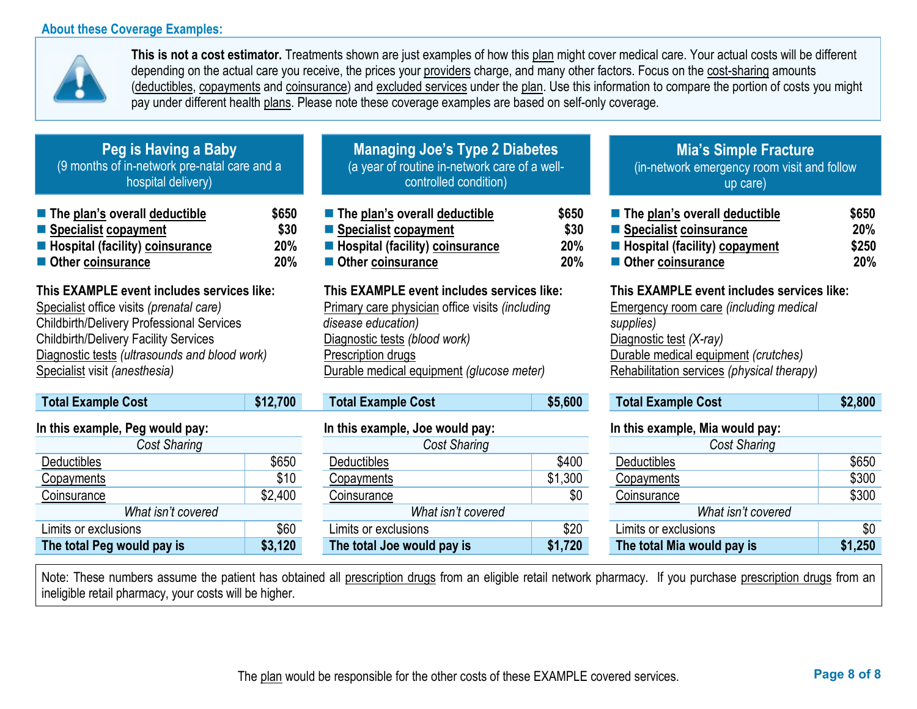### About these Coverage Examples:

**This is not a cost estimator.** Treatments shown are just examples of how this plan might cover medical care. Your actual costs will be different depending on the actual care you receive, the prices your providers charge, and many other factors. Focus on the cost-sharing amounts (deductibles, copayments and coinsurance) and excluded services under the plan. Use this information to compare the portion of costs you might pay under different health plans. Please note these coverage examples are based on self-only coverage.

## Peg is Having a Baby
(9 months of in-network pre-natal care and a hospital delivery)

- **The plan's overall deductible** — **$650**
- **Specialist copayment** — **$30**
- **Hospital (facility) coinsurance** — **20%**
- **Other coinsurance** — **20%**

**This EXAMPLE event includes services like:**
Specialist office visits *(prenatal care)*
Childbirth/Delivery Professional Services
Childbirth/Delivery Facility Services
Diagnostic tests *(ultrasounds and blood work)*
Specialist visit *(anesthesia)*

| **Total Example Cost** | **$12,700** |
|---|---|

**In this example, Peg would pay:**

| *Cost Sharing* | |
|---|---|
| Deductibles | $650 |
| Copayments | $10 |
| Coinsurance | $2,400 |
| *What isn't covered* | |
| Limits or exclusions | $60 |
| **The total Peg would pay is** | **$3,120** |

## Managing Joe's Type 2 Diabetes
(a year of routine in-network care of a well-controlled condition)

- **The plan's overall deductible** — **$650**
- **Specialist copayment** — **$30**
- **Hospital (facility) coinsurance** — **20%**
- **Other coinsurance** — **20%**

**This EXAMPLE event includes services like:**
Primary care physician office visits *(including disease education)*
Diagnostic tests *(blood work)*
Prescription drugs
Durable medical equipment *(glucose meter)*

| **Total Example Cost** | **$5,600** |
|---|---|

**In this example, Joe would pay:**

| *Cost Sharing* | |
|---|---|
| Deductibles | $400 |
| Copayments | $1,300 |
| Coinsurance | $0 |
| *What isn't covered* | |
| Limits or exclusions | $20 |
| **The total Joe would pay is** | **$1,720** |

## Mia's Simple Fracture
(in-network emergency room visit and follow up care)

- **The plan's overall deductible** — **$650**
- **Specialist coinsurance** — **20%**
- **Hospital (facility) copayment** — **$250**
- **Other coinsurance** — **20%**

**This EXAMPLE event includes services like:**
Emergency room care *(including medical supplies)*
Diagnostic test *(X-ray)*
Durable medical equipment *(crutches)*
Rehabilitation services *(physical therapy)*

| **Total Example Cost** | **$2,800** |
|---|---|

**In this example, Mia would pay:**

| *Cost Sharing* | |
|---|---|
| Deductibles | $650 |
| Copayments | $300 |
| Coinsurance | $300 |
| *What isn't covered* | |
| Limits or exclusions | $0 |
| **The total Mia would pay is** | **$1,250** |

Note: These numbers assume the patient has obtained all prescription drugs from an eligible retail network pharmacy. If you purchase prescription drugs from an ineligible retail pharmacy, your costs will be higher.

The plan would be responsible for the other costs of these EXAMPLE covered services.